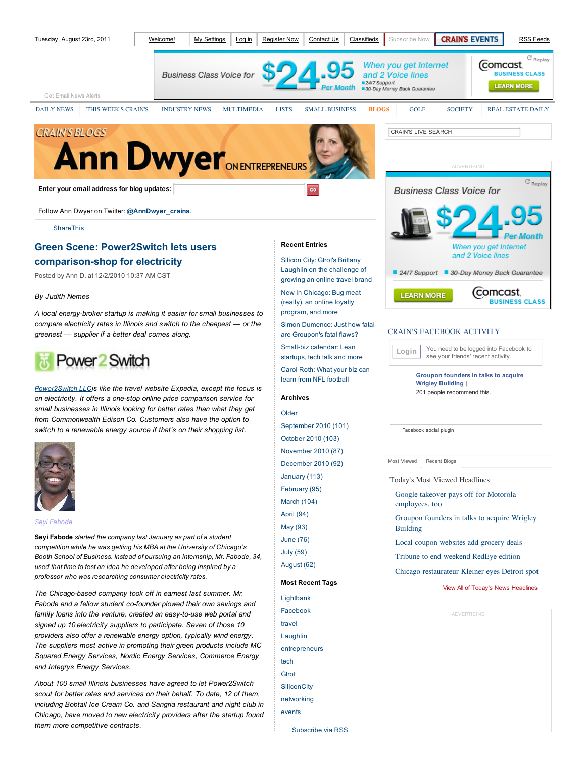Tuesday, August 23rd, 2011

Welcome! | My Settings | Log in | Register Now | Contact Us | Classifieds | Subscribe Now | CRAIN'S EVENTS | RSS Feeds

Get Email News Alerts

DAILY NEWS | THIS WEEK'S CRAIN'S | INDUSTRY NEWS | MULTIMEDIA | LISTS | SMALL BUSINESS | BLOGS | GOLF | SOCIETY | REAL ESTATE DAILY

CRAIN'S BLOGS

# Ann Dwyer ON ENTREPRENEURS

Enter your email address for blog updates:

Follow Ann Dwyer on Twitter: **@AnnDwyer_crains**.

ShareThis

## Green Scene: Power2Switch lets users comparison-shop for electricity

Posted by Ann D. at 12/2/2010 10:37 AM CST

*By Judith Nemes*

*A local energy-broker startup is making it easier for small businesses to compare electricity rates in Illinois and switch to the cheapest — or the greenest — supplier if a better deal comes along.*

Power2Switch

*Power2Switch LLC is like the travel website Expedia, except the focus is on electricity. It offers a one-stop online price comparison service for small businesses in Illinois looking for better rates than what they get from Commonwealth Edison Co. Customers also have the option to switch to a renewable energy source if that's on their shopping list.*

*Seyi Fabode*

***Seyi Fabode** started the company last January as part of a student competition while he was getting his MBA at the University of Chicago's Booth School of Business. Instead of pursuing an internship, Mr. Fabode, 34, used that time to test an idea he developed after being inspired by a professor who was researching consumer electricity rates.*

*The Chicago-based company took off in earnest last summer. Mr. Fabode and a fellow student co-founder plowed their own savings and family loans into the venture, created an easy-to-use web portal and signed up 10 electricity suppliers to participate. Seven of those 10 providers also offer a renewable energy option, typically wind energy. The suppliers most active in promoting their green products include MC Squared Energy Services, Nordic Energy Services, Commerce Energy and Integrys Energy Services.*

*About 100 small Illinois businesses have agreed to let Power2Switch scout for better rates and services on their behalf. To date, 12 of them, including Bobtail Ice Cream Co. and Sangria restaurant and night club in Chicago, have moved to new electricity providers after the startup found them more competitive contracts.*

### Recent Entries

- Silicon City: Gtrot's Brittany Laughlin on the challenge of growing an online travel brand
- New in Chicago: Bug meat (really), an online loyalty program, and more
- Simon Dumenco: Just how fatal are Groupon's fatal flaws?
- Small-biz calendar: Lean startups, tech talk and more
- Carol Roth: What your biz can learn from NFL football

### Archives

- Older
- September 2010 (101)
- October 2010 (103)
- November 2010 (87)
- December 2010 (92)
- January (113)
- February (95)
- March (104)
- April (94)
- May (93)
- June (76)
- July (59)
- August (62)

### Most Recent Tags

- Lightbank
- Facebook
- travel
- Laughlin
- entrepreneurs
- tech
- Gtrot
- SiliconCity
- networking
- events

Subscribe via RSS

CRAIN'S LIVE SEARCH

### CRAIN'S FACEBOOK ACTIVITY

You need to be logged into Facebook to see your friends' recent activity.

**Groupon founders in talks to acquire Wrigley Building |**
201 people recommend this.

Facebook social plugin

Most Viewed | Recent Blogs

### Today's Most Viewed Headlines

- Google takeover pays off for Motorola employees, too
- Groupon founders in talks to acquire Wrigley Building
- Local coupon websites add grocery deals
- Tribune to end weekend RedEye edition
- Chicago restaurateur Kleiner eyes Detroit spot

View All of Today's News Headlines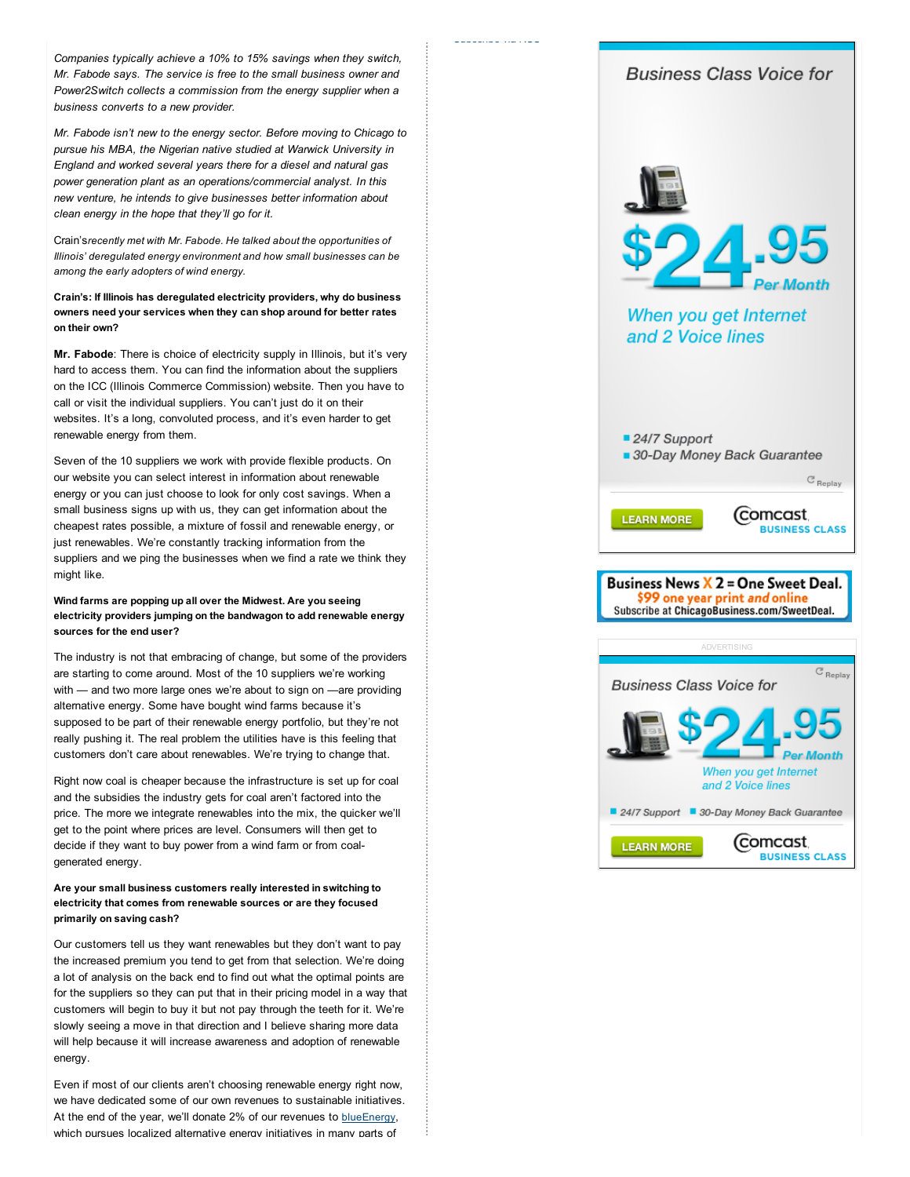*Companies typically achieve a 10% to 15% savings when they switch, Mr. Fabode says. The service is free to the small business owner and Power2Switch collects a commission from the energy supplier when a business converts to a new provider.*

*Mr. Fabode isn't new to the energy sector. Before moving to Chicago to pursue his MBA, the Nigerian native studied at Warwick University in England and worked several years there for a diesel and natural gas power generation plant as an operations/commercial analyst. In this new venture, he intends to give businesses better information about clean energy in the hope that they'll go for it.*

Crain's *recently met with Mr. Fabode. He talked about the opportunities of Illinois' deregulated energy environment and how small businesses can be among the early adopters of wind energy.*

**Crain's: If Illinois has deregulated electricity providers, why do business owners need your services when they can shop around for better rates on their own?**

**Mr. Fabode**: There is choice of electricity supply in Illinois, but it's very hard to access them. You can find the information about the suppliers on the ICC (Illinois Commerce Commission) website. Then you have to call or visit the individual suppliers. You can't just do it on their websites. It's a long, convoluted process, and it's even harder to get renewable energy from them.

Seven of the 10 suppliers we work with provide flexible products. On our website you can select interest in information about renewable energy or you can just choose to look for only cost savings. When a small business signs up with us, they can get information about the cheapest rates possible, a mixture of fossil and renewable energy, or just renewables. We're constantly tracking information from the suppliers and we ping the businesses when we find a rate we think they might like.

**Wind farms are popping up all over the Midwest. Are you seeing electricity providers jumping on the bandwagon to add renewable energy sources for the end user?**

The industry is not that embracing of change, but some of the providers are starting to come around. Most of the 10 suppliers we're working with — and two more large ones we're about to sign on —are providing alternative energy. Some have bought wind farms because it's supposed to be part of their renewable energy portfolio, but they're not really pushing it. The real problem the utilities have is this feeling that customers don't care about renewables. We're trying to change that.

Right now coal is cheaper because the infrastructure is set up for coal and the subsidies the industry gets for coal aren't factored into the price. The more we integrate renewables into the mix, the quicker we'll get to the point where prices are level. Consumers will then get to decide if they want to buy power from a wind farm or from coal-generated energy.

**Are your small business customers really interested in switching to electricity that comes from renewable sources or are they focused primarily on saving cash?**

Our customers tell us they want renewables but they don't want to pay the increased premium you tend to get from that selection. We're doing a lot of analysis on the back end to find out what the optimal points are for the suppliers so they can put that in their pricing model in a way that customers will begin to buy it but not pay through the teeth for it. We're slowly seeing a move in that direction and I believe sharing more data will help because it will increase awareness and adoption of renewable energy.

Even if most of our clients aren't choosing renewable energy right now, we have dedicated some of our own revenues to sustainable initiatives. At the end of the year, we'll donate 2% of our revenues to blueEnergy, which pursues localized alternative energy initiatives in many parts of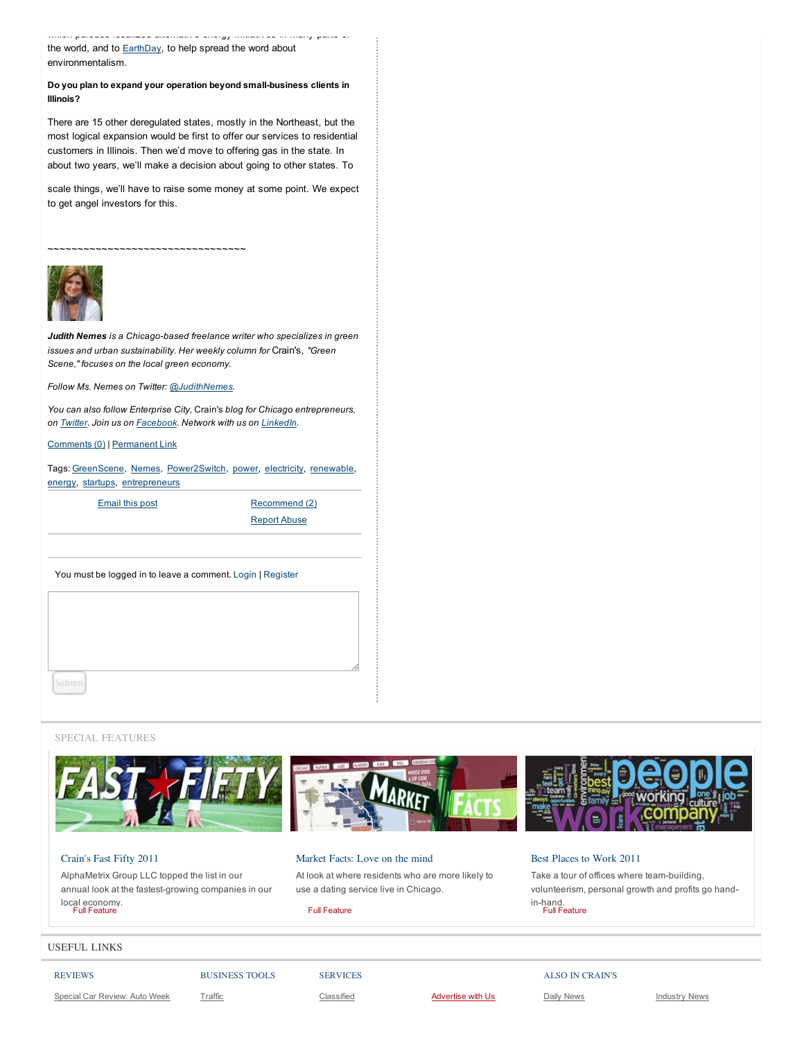the world, and to EarthDay, to help spread the word about environmentalism.

**Do you plan to expand your operation beyond small-business clients in Illinois?**

There are 15 other deregulated states, mostly in the Northeast, but the most logical expansion would be first to offer our services to residential customers in Illinois. Then we'd move to offering gas in the state. In about two years, we'll make a decision about going to other states. To scale things, we'll have to raise some money at some point. We expect to get angel investors for this.

~~~~~~~~~~~~~~~~~~~~~~~~~~~~~~~~~~

***Judith Nemes*** *is a Chicago-based freelance writer who specializes in green issues and urban sustainability. Her weekly column for* Crain's, *"Green Scene," focuses on the local green economy.*

*Follow Ms. Nemes on Twitter: @JudithNemes.*

*You can also follow Enterprise City,* Crain's *blog for Chicago entrepreneurs, on Twitter. Join us on Facebook. Network with us on LinkedIn.*

Comments (0) | Permanent Link

Tags: GreenScene, Nemes, Power2Switch, power, electricity, renewable, energy, startups, entrepreneurs

Email this post | Recommend (2) | Report Abuse

You must be logged in to leave a comment. Login | Register

Submit

SPECIAL FEATURES

**Crain's Fast Fifty 2011**

AlphaMetrix Group LLC topped the list in our annual look at the fastest-growing companies in our local economy.

Full Feature

**Market Facts: Love on the mind**

At look at where residents who are more likely to use a dating service live in Chicago.

Full Feature

**Best Places to Work 2011**

Take a tour of offices where team-building, volunteerism, personal growth and profits go hand-in-hand.

Full Feature

USEFUL LINKS

| REVIEWS | BUSINESS TOOLS | SERVICES | | ALSO IN CRAIN'S | |
|---|---|---|---|---|---|
| Special Car Review: Auto Week | Traffic | Classified | Advertise with Us | Daily News | Industry News |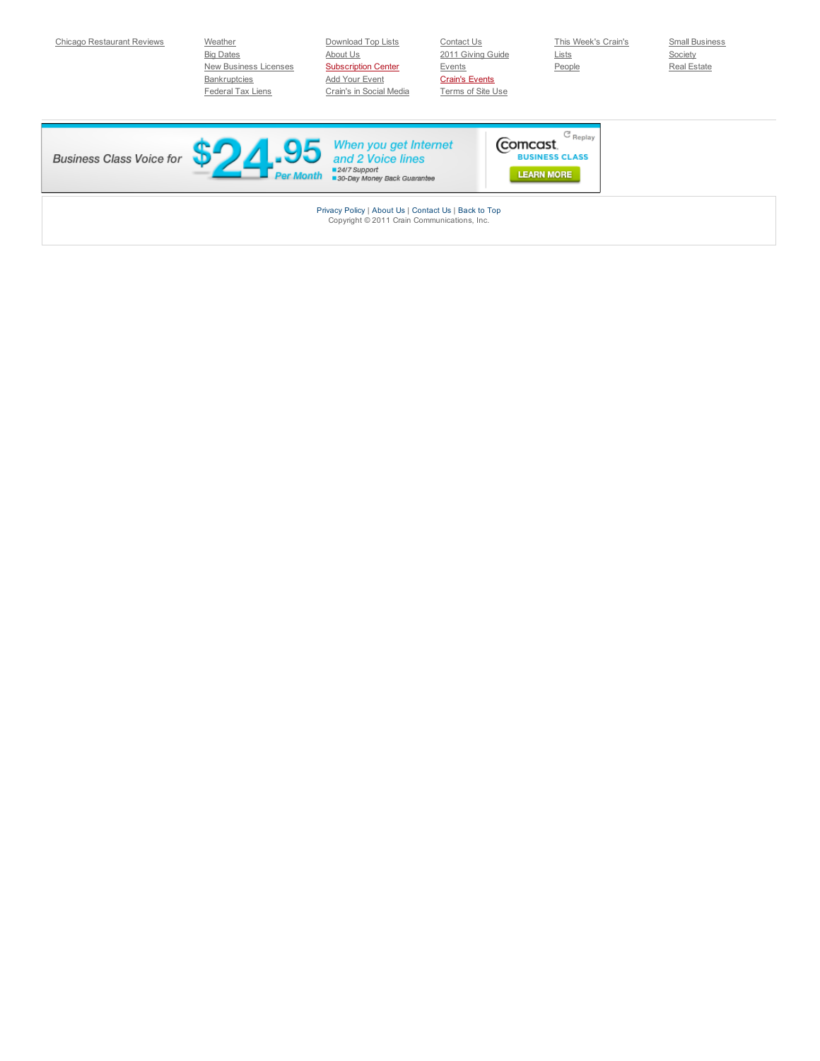Chicago Restaurant Reviews

Weather
Big Dates
New Business Licenses
Bankruptcies
Federal Tax Liens

Download Top Lists
About Us
Subscription Center
Add Your Event
Crain's in Social Media

Contact Us
2011 Giving Guide
Events
Crain's Events
Terms of Site Use

This Week's Crain's
Lists
People

Small Business
Society
Real Estate

Business Class Voice for $24.95 Per Month When you get Internet and 2 Voice lines
- 24/7 Support
- 30-Day Money Back Guarantee

Replay

Comcast BUSINESS CLASS

LEARN MORE

Privacy Policy | About Us | Contact Us | Back to Top
Copyright © 2011 Crain Communications, Inc.